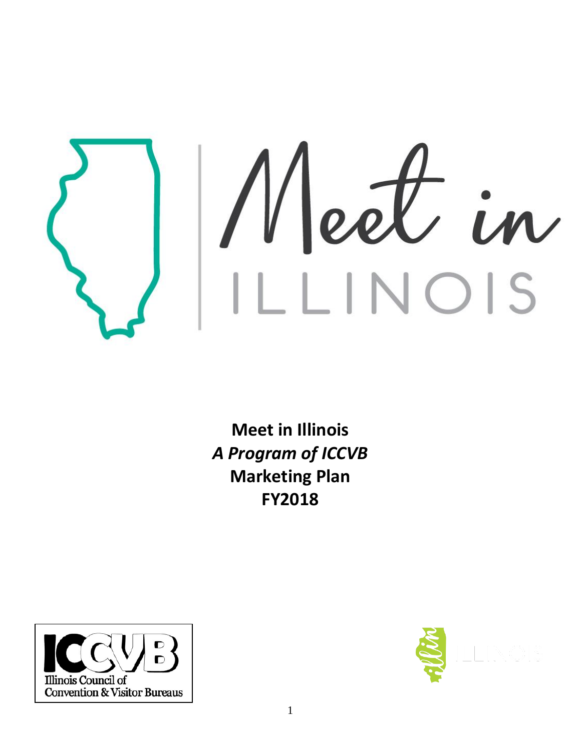Meet in
ILLINOIS

**Meet in Illinois**
***A Program of ICCVB***
**Marketing Plan**
**FY2018**

ICCVB
Illinois Council of
Convention & Visitor Bureaus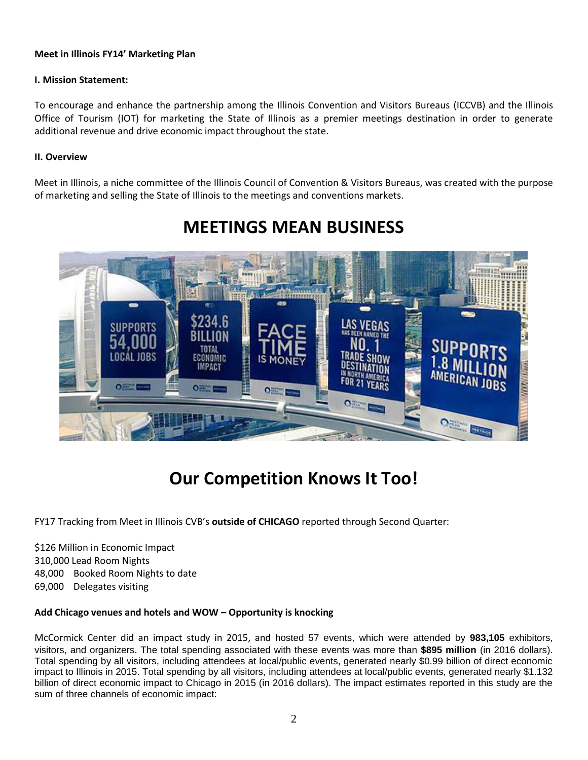**Meet in Illinois FY14' Marketing Plan**

**I. Mission Statement:**

To encourage and enhance the partnership among the Illinois Convention and Visitors Bureaus (ICCVB) and the Illinois Office of Tourism (IOT) for marketing the State of Illinois as a premier meetings destination in order to generate additional revenue and drive economic impact throughout the state.

**II. Overview**

Meet in Illinois, a niche committee of the Illinois Council of Convention & Visitors Bureaus, was created with the purpose of marketing and selling the State of Illinois to the meetings and conventions markets.

# MEETINGS MEAN BUSINESS

# Our Competition Knows It Too!

FY17 Tracking from Meet in Illinois CVB's **outside of CHICAGO** reported through Second Quarter:

$126 Million in Economic Impact
310,000 Lead Room Nights
48,000 Booked Room Nights to date
69,000 Delegates visiting

**Add Chicago venues and hotels and WOW – Opportunity is knocking**

McCormick Center did an impact study in 2015, and hosted 57 events, which were attended by **983,105** exhibitors, visitors, and organizers. The total spending associated with these events was more than **$895 million** (in 2016 dollars). Total spending by all visitors, including attendees at local/public events, generated nearly $0.99 billion of direct economic impact to Illinois in 2015. Total spending by all visitors, including attendees at local/public events, generated nearly $1.132 billion of direct economic impact to Chicago in 2015 (in 2016 dollars). The impact estimates reported in this study are the sum of three channels of economic impact: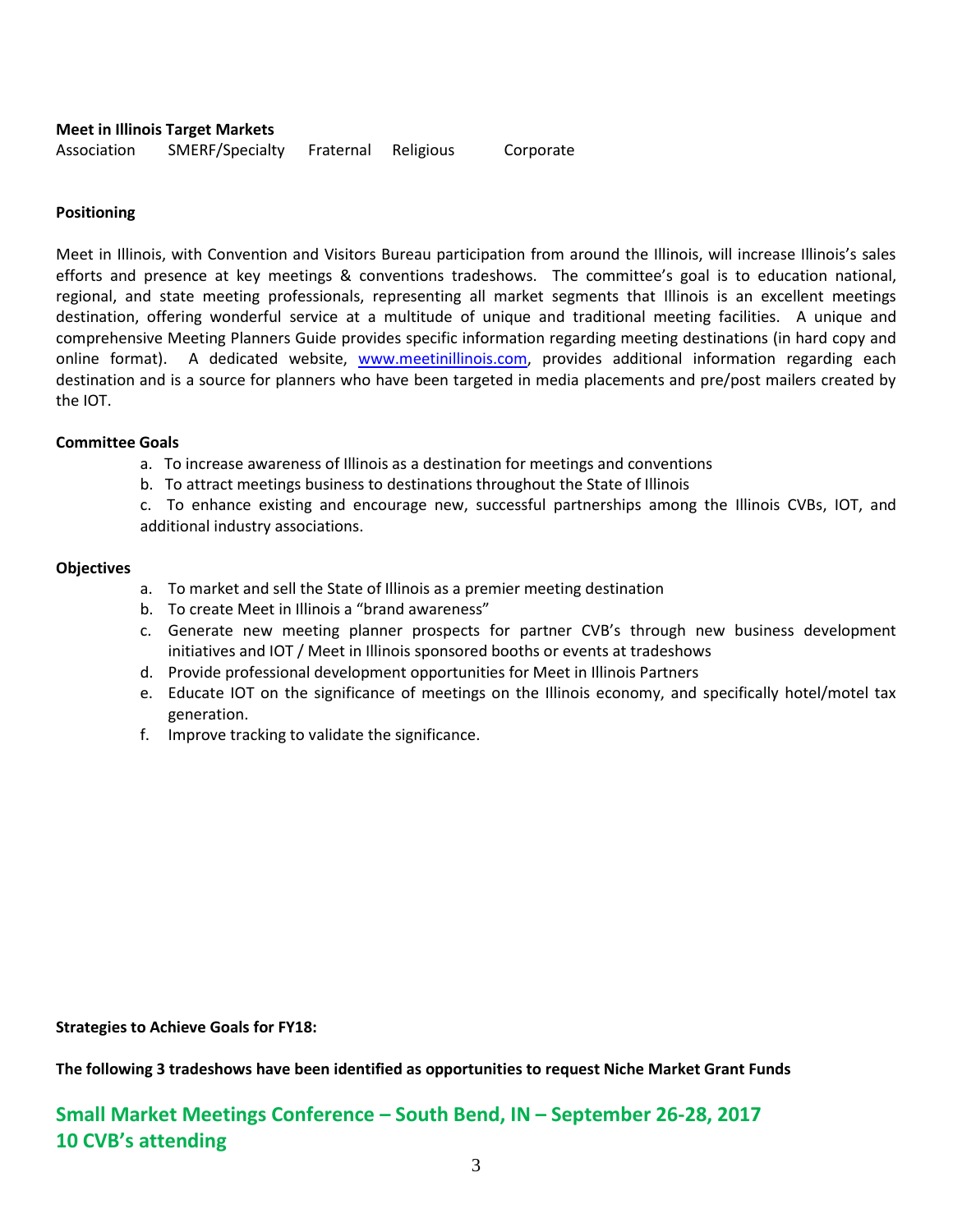**Meet in Illinois Target Markets**

Association  SMERF/Specialty  Fraternal  Religious  Corporate

**Positioning**

Meet in Illinois, with Convention and Visitors Bureau participation from around the Illinois, will increase Illinois's sales efforts and presence at key meetings & conventions tradeshows. The committee's goal is to education national, regional, and state meeting professionals, representing all market segments that Illinois is an excellent meetings destination, offering wonderful service at a multitude of unique and traditional meeting facilities. A unique and comprehensive Meeting Planners Guide provides specific information regarding meeting destinations (in hard copy and online format). A dedicated website, www.meetinillinois.com, provides additional information regarding each destination and is a source for planners who have been targeted in media placements and pre/post mailers created by the IOT.

**Committee Goals**

a. To increase awareness of Illinois as a destination for meetings and conventions
b. To attract meetings business to destinations throughout the State of Illinois
c. To enhance existing and encourage new, successful partnerships among the Illinois CVBs, IOT, and additional industry associations.

**Objectives**

a. To market and sell the State of Illinois as a premier meeting destination
b. To create Meet in Illinois a "brand awareness"
c. Generate new meeting planner prospects for partner CVB's through new business development initiatives and IOT / Meet in Illinois sponsored booths or events at tradeshows
d. Provide professional development opportunities for Meet in Illinois Partners
e. Educate IOT on the significance of meetings on the Illinois economy, and specifically hotel/motel tax generation.
f. Improve tracking to validate the significance.

**Strategies to Achieve Goals for FY18:**

**The following 3 tradeshows have been identified as opportunities to request Niche Market Grant Funds**

## Small Market Meetings Conference – South Bend, IN – September 26-28, 2017
## 10 CVB's attending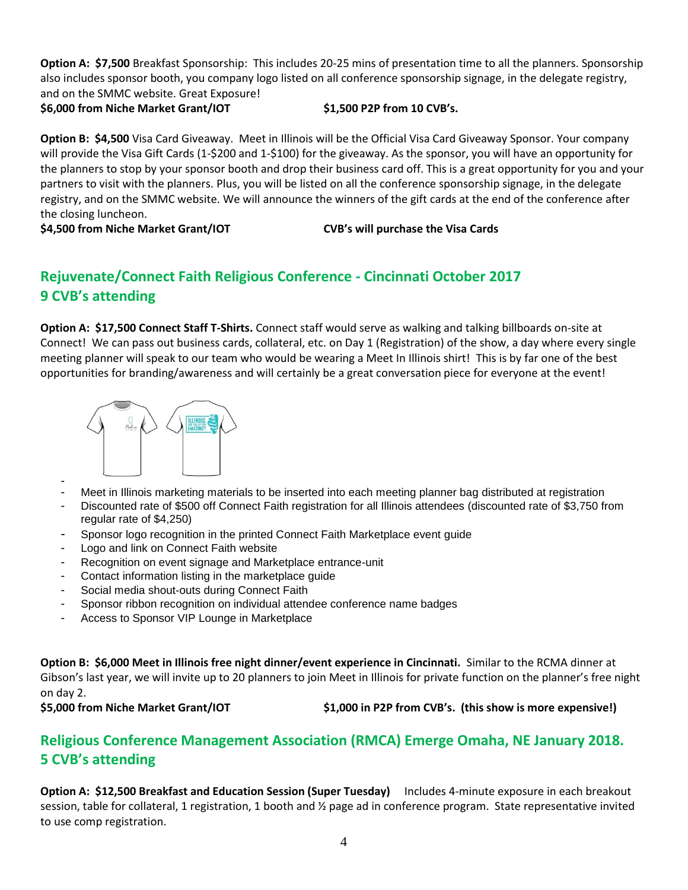**Option A: $7,500** Breakfast Sponsorship: This includes 20-25 mins of presentation time to all the planners. Sponsorship also includes sponsor booth, you company logo listed on all conference sponsorship signage, in the delegate registry, and on the SMMC website. Great Exposure!

**$6,000 from Niche Market Grant/IOT** **$1,500 P2P from 10 CVB's.**

**Option B: $4,500** Visa Card Giveaway. Meet in Illinois will be the Official Visa Card Giveaway Sponsor. Your company will provide the Visa Gift Cards (1-$200 and 1-$100) for the giveaway. As the sponsor, you will have an opportunity for the planners to stop by your sponsor booth and drop their business card off. This is a great opportunity for you and your partners to visit with the planners. Plus, you will be listed on all the conference sponsorship signage, in the delegate registry, and on the SMMC website. We will announce the winners of the gift cards at the end of the conference after the closing luncheon.

**$4,500 from Niche Market Grant/IOT** **CVB's will purchase the Visa Cards**

## Rejuvenate/Connect Faith Religious Conference - Cincinnati October 2017
## 9 CVB's attending

**Option A: $17,500 Connect Staff T-Shirts.** Connect staff would serve as walking and talking billboards on-site at Connect! We can pass out business cards, collateral, etc. on Day 1 (Registration) of the show, a day where every single meeting planner will speak to our team who would be wearing a Meet In Illinois shirt! This is by far one of the best opportunities for branding/awareness and will certainly be a great conversation piece for everyone at the event!

- Meet in Illinois marketing materials to be inserted into each meeting planner bag distributed at registration
- Discounted rate of $500 off Connect Faith registration for all Illinois attendees (discounted rate of $3,750 from regular rate of $4,250)
- Sponsor logo recognition in the printed Connect Faith Marketplace event guide
- Logo and link on Connect Faith website
- Recognition on event signage and Marketplace entrance-unit
- Contact information listing in the marketplace guide
- Social media shout-outs during Connect Faith
- Sponsor ribbon recognition on individual attendee conference name badges
- Access to Sponsor VIP Lounge in Marketplace

**Option B: $6,000 Meet in Illinois free night dinner/event experience in Cincinnati.** Similar to the RCMA dinner at Gibson's last year, we will invite up to 20 planners to join Meet in Illinois for private function on the planner's free night on day 2.

**$5,000 from Niche Market Grant/IOT** **$1,000 in P2P from CVB's. (this show is more expensive!)**

## Religious Conference Management Association (RMCA) Emerge Omaha, NE January 2018.
## 5 CVB's attending

**Option A: $12,500 Breakfast and Education Session (Super Tuesday)** Includes 4-minute exposure in each breakout session, table for collateral, 1 registration, 1 booth and ½ page ad in conference program. State representative invited to use comp registration.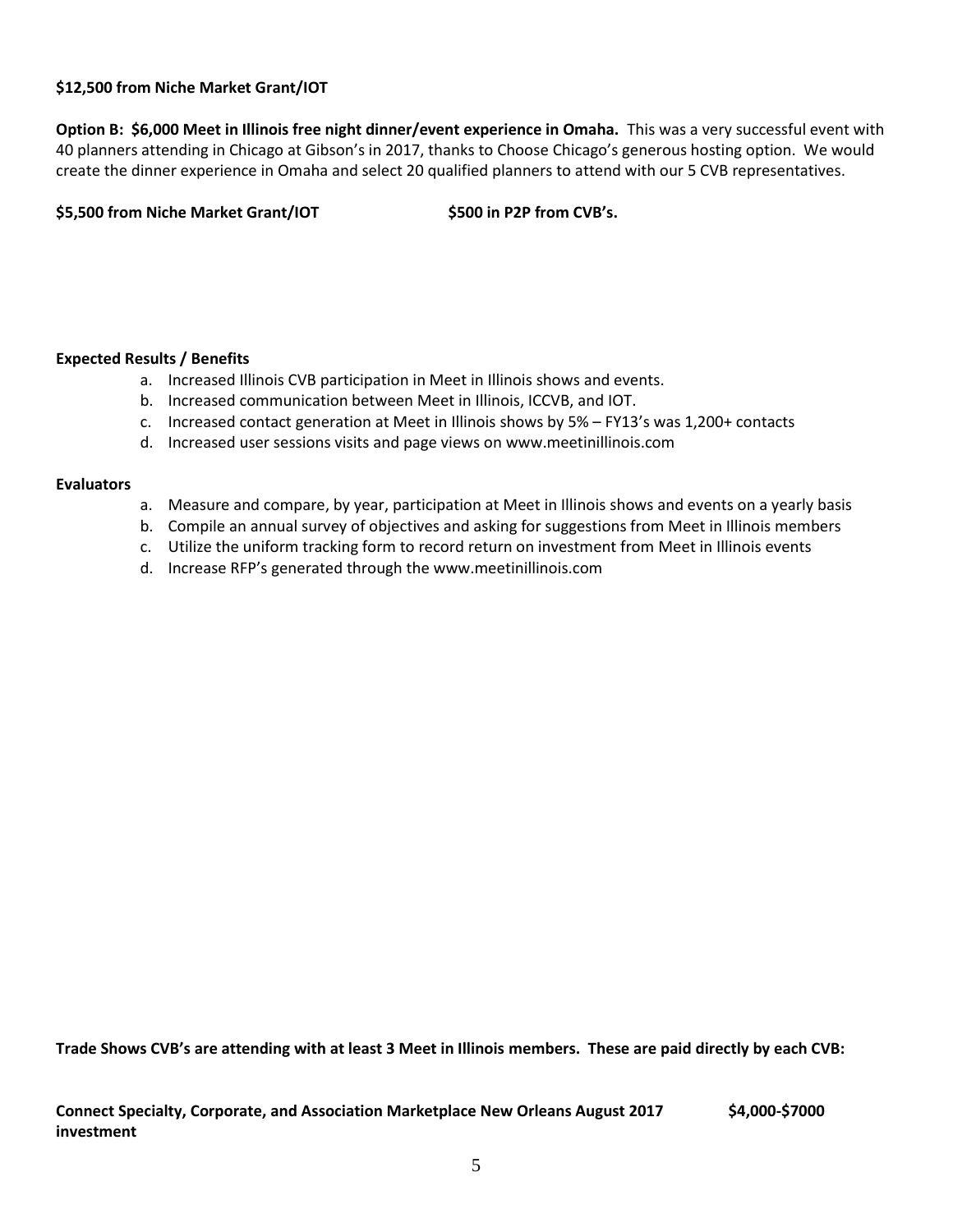**$12,500 from Niche Market Grant/IOT**

**Option B: $6,000 Meet in Illinois free night dinner/event experience in Omaha.** This was a very successful event with 40 planners attending in Chicago at Gibson's in 2017, thanks to Choose Chicago's generous hosting option. We would create the dinner experience in Omaha and select 20 qualified planners to attend with our 5 CVB representatives.

**$5,500 from Niche Market Grant/IOT** **$500 in P2P from CVB's.**

**Expected Results / Benefits**

a. Increased Illinois CVB participation in Meet in Illinois shows and events.
b. Increased communication between Meet in Illinois, ICCVB, and IOT.
c. Increased contact generation at Meet in Illinois shows by 5% – FY13's was 1,200+ contacts
d. Increased user sessions visits and page views on www.meetinillinois.com

**Evaluators**

a. Measure and compare, by year, participation at Meet in Illinois shows and events on a yearly basis
b. Compile an annual survey of objectives and asking for suggestions from Meet in Illinois members
c. Utilize the uniform tracking form to record return on investment from Meet in Illinois events
d. Increase RFP's generated through the www.meetinillinois.com

**Trade Shows CVB's are attending with at least 3 Meet in Illinois members. These are paid directly by each CVB:**

**Connect Specialty, Corporate, and Association Marketplace New Orleans August 2017 $4,000-$7000 investment**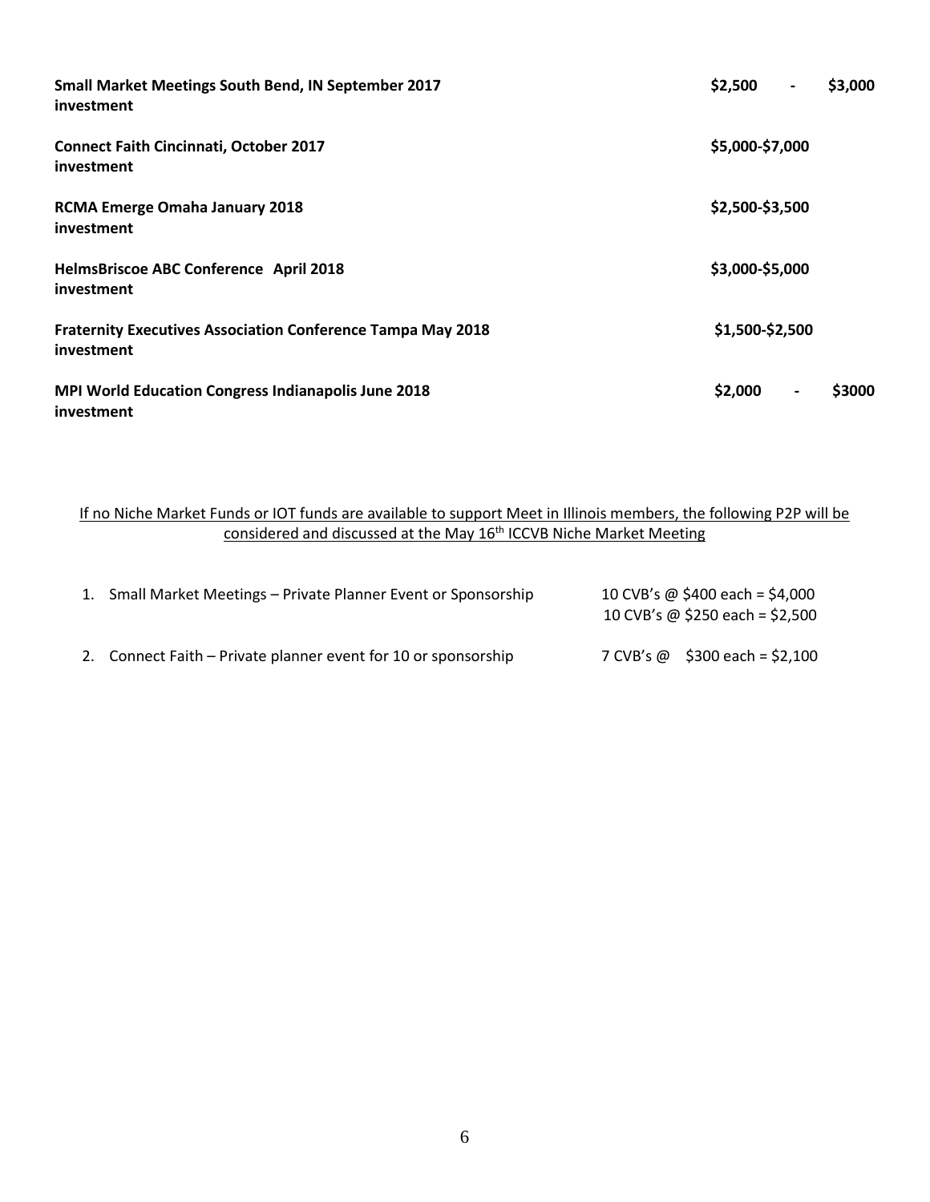**Small Market Meetings South Bend, IN September 2017 investment** **$2,500 - $3,000**

**Connect Faith Cincinnati, October 2017 investment** **$5,000-$7,000**

**RCMA Emerge Omaha January 2018 investment** **$2,500-$3,500**

**HelmsBriscoe ABC Conference April 2018 investment** **$3,000-$5,000**

**Fraternity Executives Association Conference Tampa May 2018 investment** **$1,500-$2,500**

**MPI World Education Congress Indianapolis June 2018 investment** **$2,000 - $3000**

<u>If no Niche Market Funds or IOT funds are available to support Meet in Illinois members, the following P2P will be considered and discussed at the May 16th ICCVB Niche Market Meeting</u>

1. Small Market Meetings – Private Planner Event or Sponsorship — 10 CVB's @ $400 each = $4,000; 10 CVB's @ $250 each = $2,500
2. Connect Faith – Private planner event for 10 or sponsorship — 7 CVB's @ $300 each = $2,100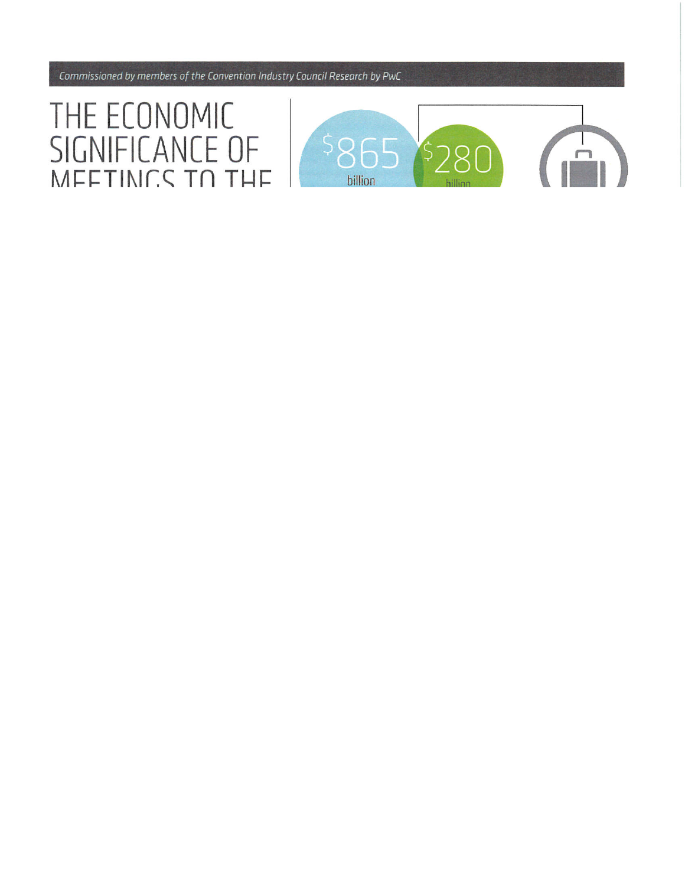*Commissioned by members of the Convention Industry Council Research by PwC*

# THE ECONOMIC SIGNIFICANCE OF MEETINGS TO THE

$865
billion

$280
billion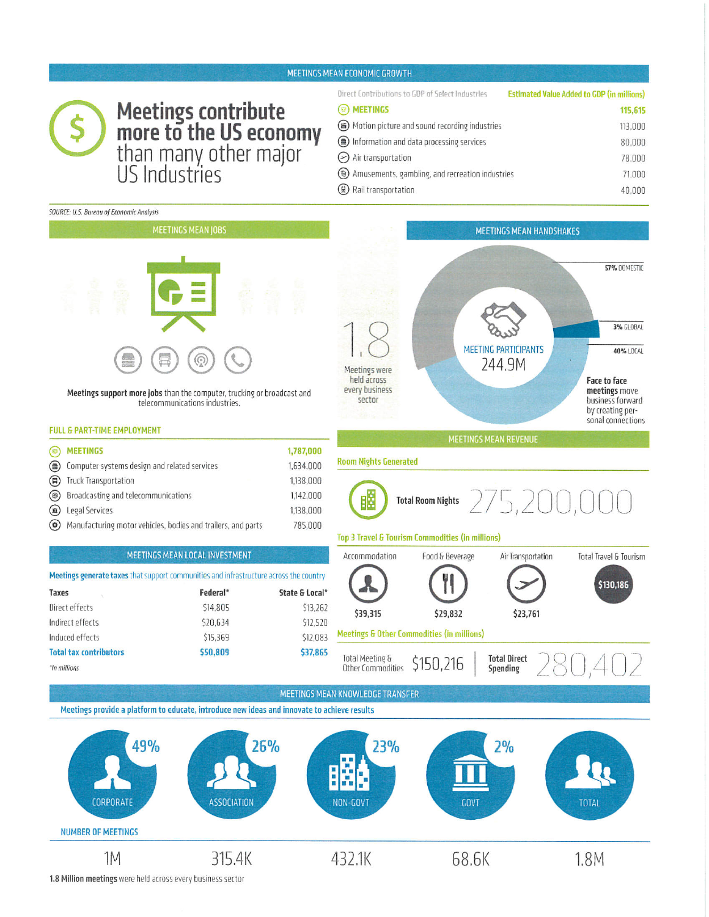## MEETINGS MEAN ECONOMIC GROWTH

# Meetings contribute more to the US economy than many other major US Industries

| Direct Contributions to GDP of Select Industries | Estimated Value Added to GDP (in millions) |
|---|---|
| **MEETINGS** | **115,615** |
| Motion picture and sound recording industries | 113,000 |
| Information and data processing services | 80,000 |
| Air transportation | 78,000 |
| Amusements, gambling, and recreation industries | 71,000 |
| Rail transportation | 40,000 |

*SOURCE: U.S. Bureau of Economic Analysis*

## MEETINGS MEAN JOBS

**Meetings support more jobs** than the computer, trucking or broadcast and telecommunications industries.

### FULL & PART-TIME EMPLOYMENT

| | |
|---|---|
| **MEETINGS** | **1,787,000** |
| Computer systems design and related services | 1,634,000 |
| Truck Transportation | 1,138,000 |
| Broadcasting and telecommunications | 1,142,000 |
| Legal Services | 1,138,000 |
| Manufacturing motor vehicles, bodies and trailers, and parts | 785,000 |

## MEETINGS MEAN HANDSHAKES

1.8

Meetings were held across every business sector

MEETING PARTICIPANTS

244.9M

57% DOMESTIC

3% GLOBAL

40% LOCAL

**Face to face meetings** move business forward by creating personal connections

## MEETINGS MEAN LOCAL INVESTMENT

**Meetings generate taxes** that support communities and infrastructure across the country

| Taxes | Federal* | State & Local* |
|---|---|---|
| Direct effects | $14,805 | $13,262 |
| Indirect effects | $20,634 | $12,520 |
| Induced effects | $15,369 | $12,083 |
| **Total tax contributors** | **$50,809** | **$37,865** |

*In millions

## MEETINGS MEAN REVENUE

### Room Nights Generated

**Total Room Nights** 275,200,000

### Top 3 Travel & Tourism Commodities (in millions)

| Accommodation | Food & Beverage | Air Transportation | Total Travel & Tourism |
|---|---|---|---|
| $39,315 | $29,832 | $23,761 | $130,186 |

### Meetings & Other Commodities (in millions)

Total Meeting & Other Commodities $150,216 | **Total Direct Spending** 280,402

## MEETINGS MEAN KNOWLEDGE TRANSFER

Meetings provide a platform to educate, introduce new ideas and innovate to achieve results

| | CORPORATE | ASSOCIATION | NON-GOVT | GOVT | TOTAL |
|---|---|---|---|---|---|
| | 49% | 26% | 23% | 2% | |
| NUMBER OF MEETINGS | 1M | 315.4K | 432.1K | 68.6K | 1.8M |

**1.8 Million meetings** were held across every business sector